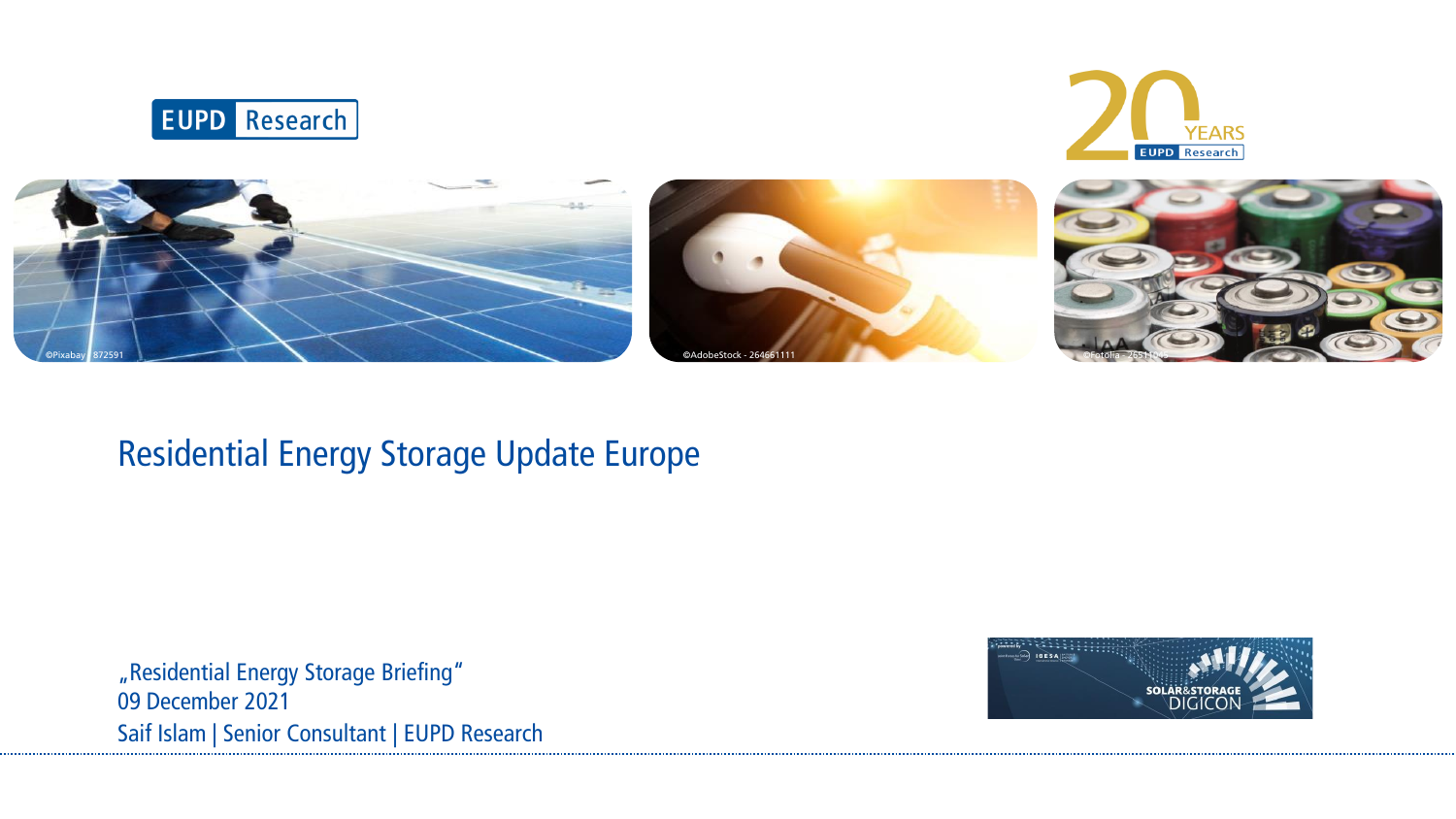EUPD Research

# Residential Energy Storage Update Europe

„Residential Energy Storage Briefing"
09 December 2021
Saif Islam | Senior Consultant | EUPD Research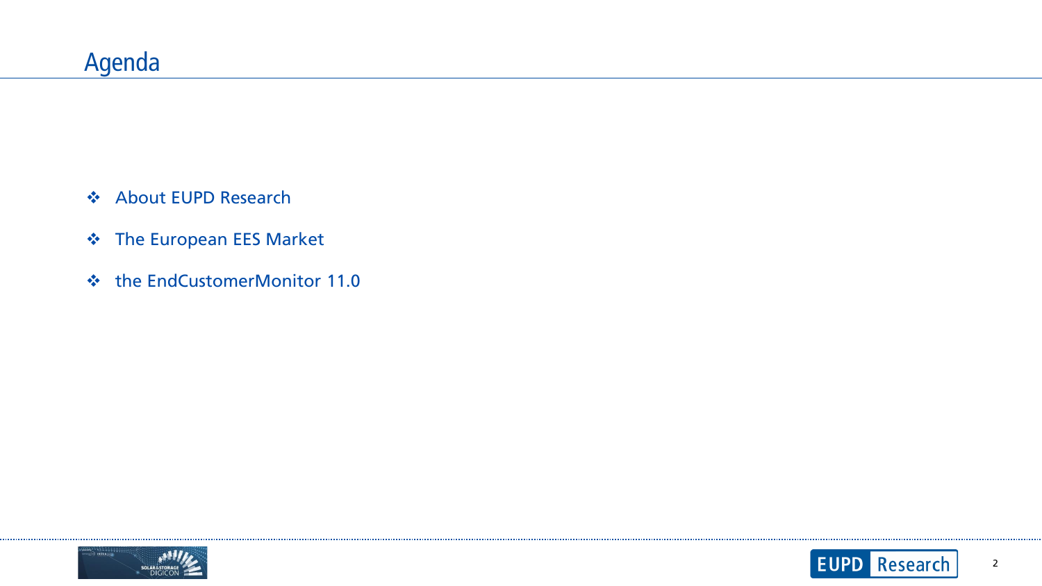# Agenda

- About EUPD Research
- The European EES Market
- the EndCustomerMonitor 11.0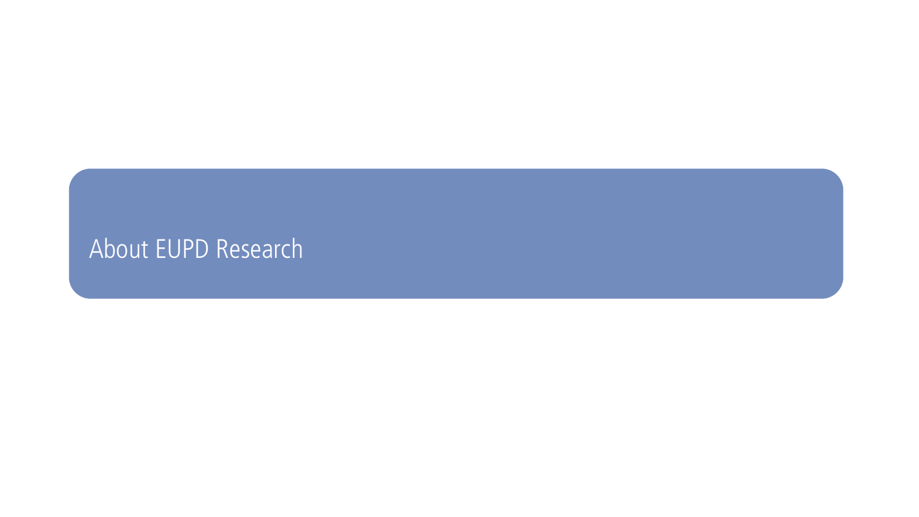# About EUPD Research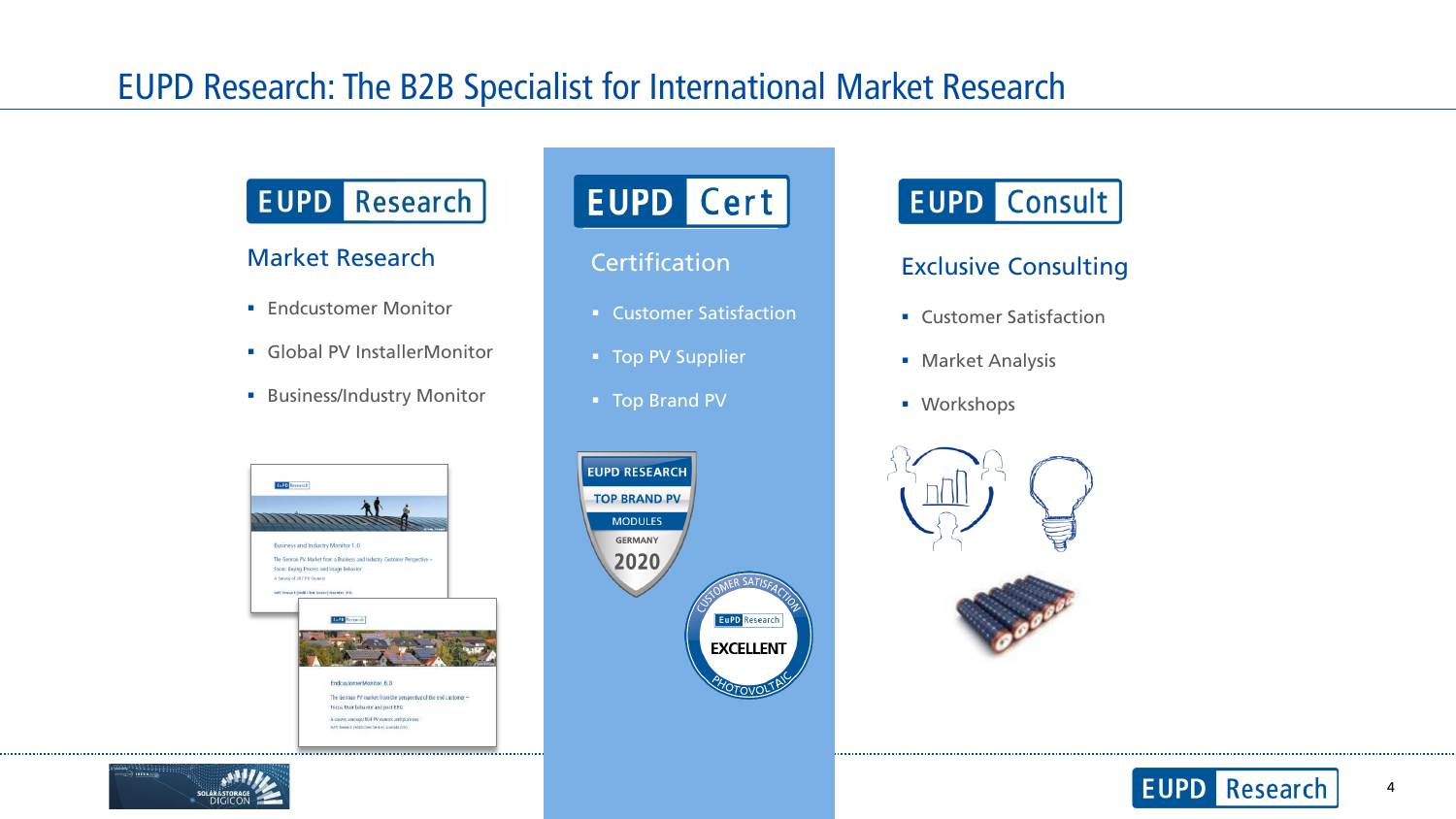# EUPD Research: The B2B Specialist for International Market Research

## EUPD Research

### Market Research

- Endcustomer Monitor
- Global PV InstallerMonitor
- Business/Industry Monitor

## EUPD Cert

### Certification

- Customer Satisfaction
- Top PV Supplier
- Top Brand PV

## EUPD Consult

### Exclusive Consulting

- Customer Satisfaction
- Market Analysis
- Workshops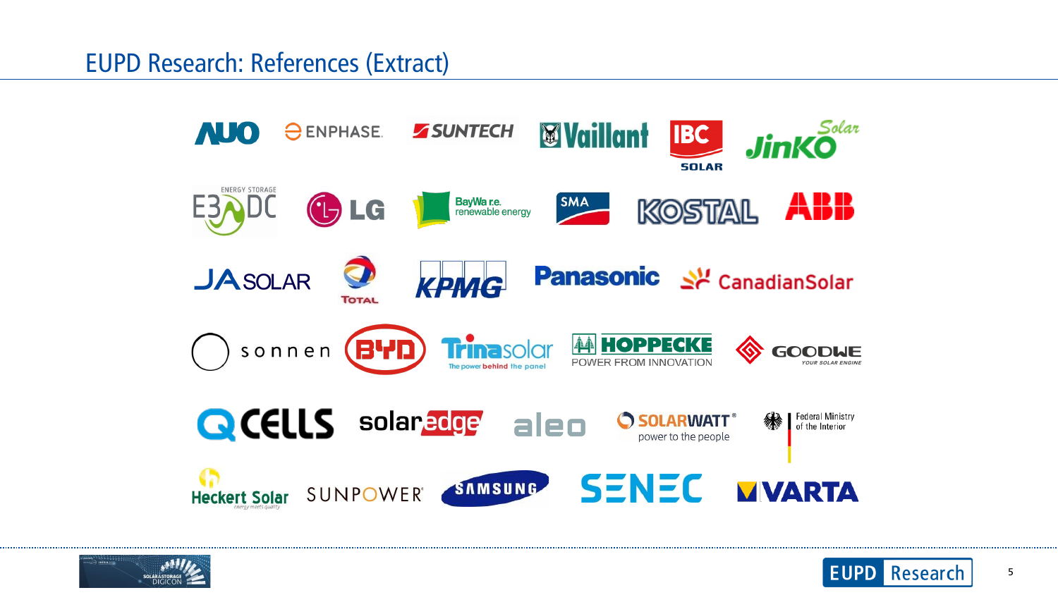# EUPD Research: References (Extract)

AUO, ENPHASE, SUNTECH, Vaillant, IBC SOLAR, JinKO Solar

E3/DC ENERGY STORAGE, LG, BayWa r.e. renewable energy, SMA, KOSTAL, ABB

JA SOLAR, TOTAL, KPMG, Panasonic, CanadianSolar

sonnen, BYD, Trinasolar The power behind the panel, HOPPECKE POWER FROM INNOVATION, GOODWE YOUR SOLAR ENGINE

Q CELLS, solaredge, aleo, SOLARWATT power to the people, Federal Ministry of the Interior

Heckert Solar energy meets quality, SUNPOWER, SAMSUNG, SENEC, VARTA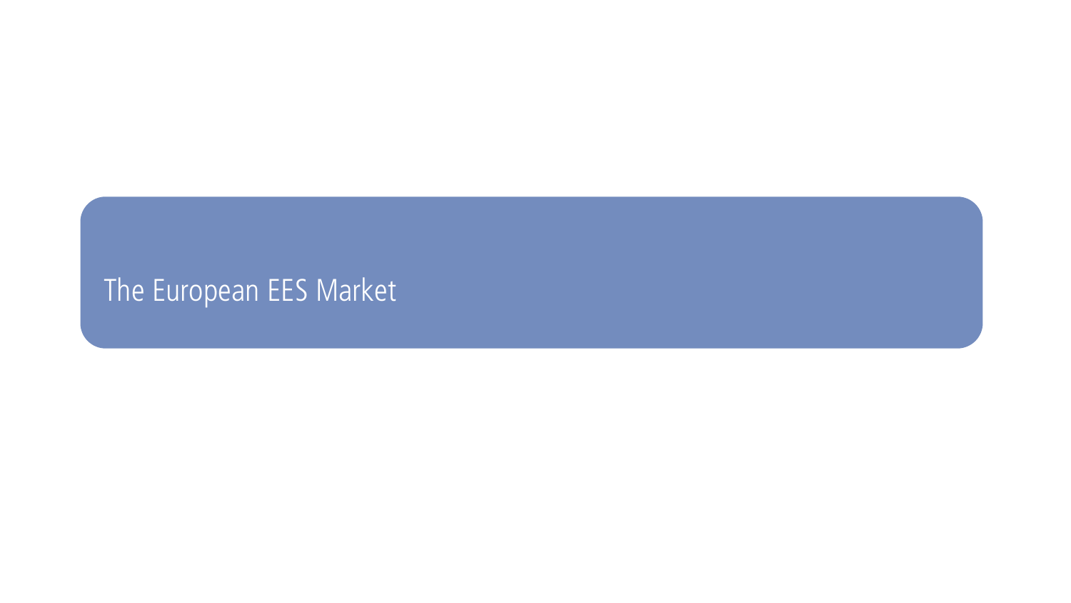# The European EES Market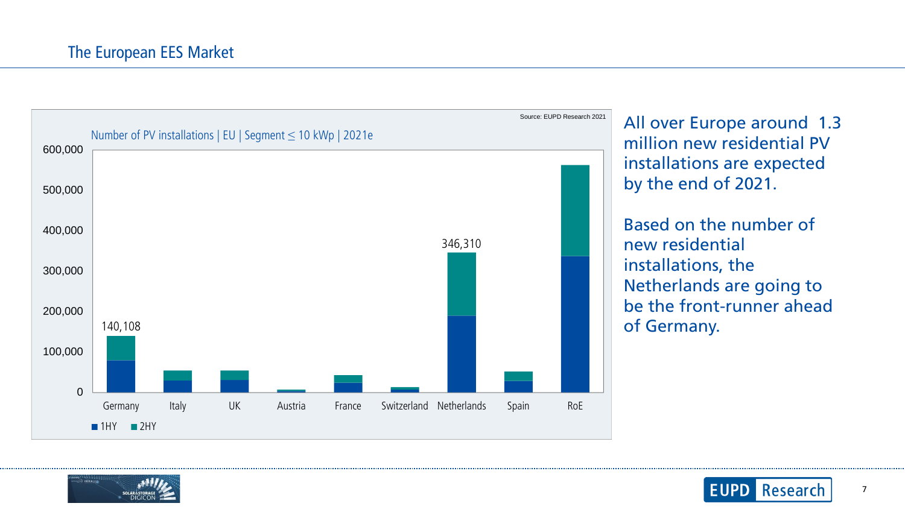## The European EES Market

Number of PV installations | EU | Segment ≤ 10 kWp | 2021e

Source: EUPD Research 2021

| Country | Total |
| --- | --- |
| Germany | 140,108 |
| Netherlands | 346,310 |

Categories: Germany, Italy, UK, Austria, France, Switzerland, Netherlands, Spain, RoE

Legend: 1HY, 2HY

All over Europe around 1.3 million new residential PV installations are expected by the end of 2021.

Based on the number of new residential installations, the Netherlands are going to be the front-runner ahead of Germany.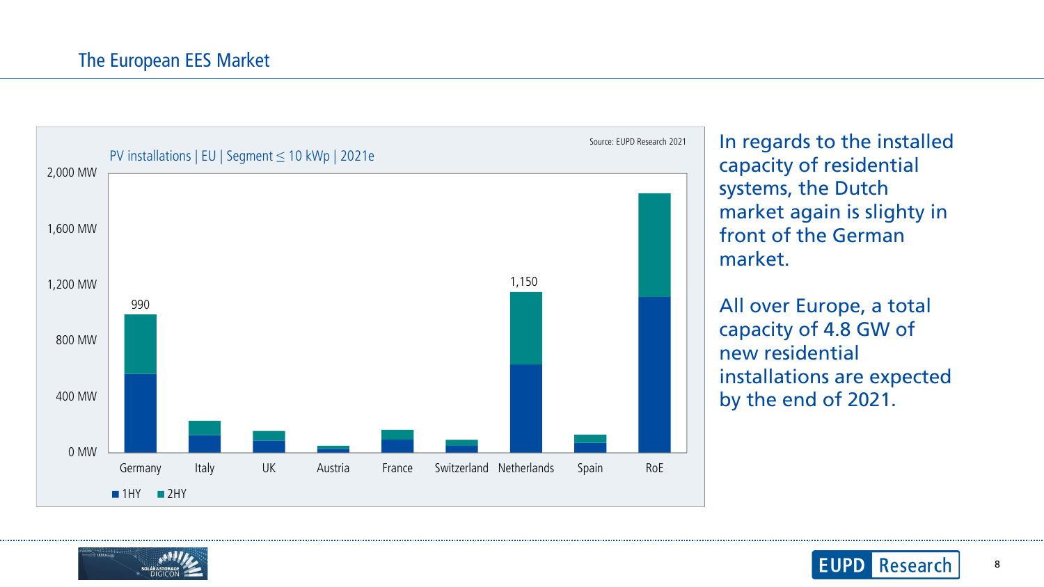## The European EES Market

PV installations | EU | Segment ≤ 10 kWp | 2021e

Source: EUPD Research 2021

| Country | Total |
|---|---|
| Germany | 990 |
| Italy | |
| UK | |
| Austria | |
| France | |
| Switzerland | |
| Netherlands | 1,150 |
| Spain | |
| RoE | |

■ 1HY ■ 2HY

In regards to the installed capacity of residential systems, the Dutch market again is slighty in front of the German market.

All over Europe, a total capacity of 4.8 GW of new residential installations are expected by the end of 2021.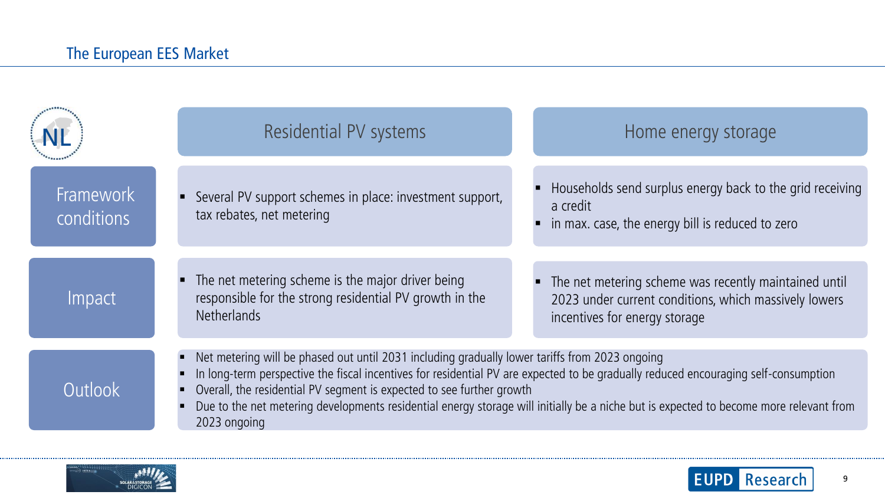## The European EES Market

### NL

| | Residential PV systems | Home energy storage |
|---|---|---|
| Framework conditions | ▪ Several PV support schemes in place: investment support, tax rebates, net metering | ▪ Households send surplus energy back to the grid receiving a credit<br>▪ in max. case, the energy bill is reduced to zero |
| Impact | ▪ The net metering scheme is the major driver being responsible for the strong residential PV growth in the Netherlands | ▪ The net metering scheme was recently maintained until 2023 under current conditions, which massively lowers incentives for energy storage |

**Outlook**

- Net metering will be phased out until 2031 including gradually lower tariffs from 2023 ongoing
- In long-term perspective the fiscal incentives for residential PV are expected to be gradually reduced encouraging self-consumption
- Overall, the residential PV segment is expected to see further growth
- Due to the net metering developments residential energy storage will initially be a niche but is expected to become more relevant from 2023 ongoing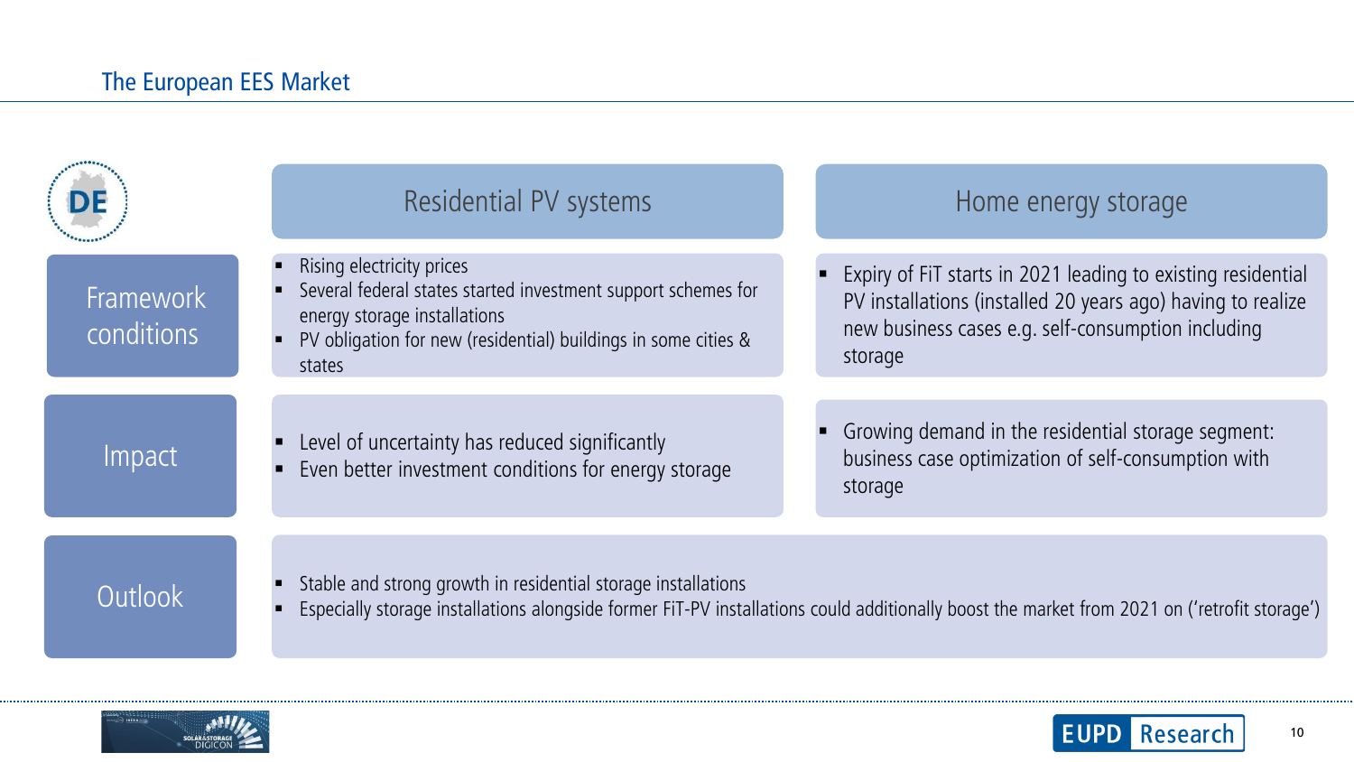## The European EES Market

**DE**

| | Residential PV systems | Home energy storage |
|---|---|---|
| **Framework conditions** | ▪ Rising electricity prices<br>▪ Several federal states started investment support schemes for energy storage installations<br>▪ PV obligation for new (residential) buildings in some cities & states | ▪ Expiry of FiT starts in 2021 leading to existing residential PV installations (installed 20 years ago) having to realize new business cases e.g. self-consumption including storage |
| **Impact** | ▪ Level of uncertainty has reduced significantly<br>▪ Even better investment conditions for energy storage | ▪ Growing demand in the residential storage segment: business case optimization of self-consumption with storage |
| **Outlook** | ▪ Stable and strong growth in residential storage installations<br>▪ Especially storage installations alongside former FiT-PV installations could additionally boost the market from 2021 on ('retrofit storage') | |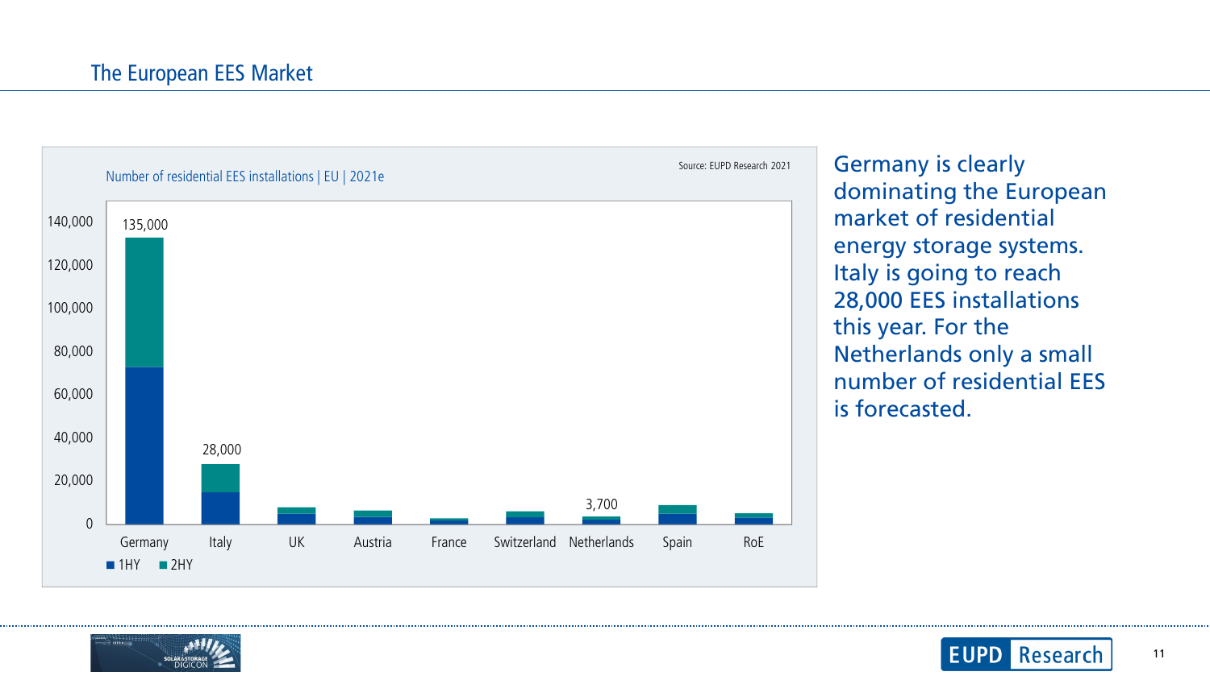## The European EES Market

Number of residential EES installations | EU | 2021e

Source: EUPD Research 2021

| Country | Installations |
|---|---|
| Germany | 135,000 |
| Italy | 28,000 |
| UK | |
| Austria | |
| France | |
| Switzerland | |
| Netherlands | 3,700 |
| Spain | |
| RoE | |

■ 1HY ■ 2HY

Germany is clearly dominating the European market of residential energy storage systems. Italy is going to reach 28,000 EES installations this year. For the Netherlands only a small number of residential EES is forecasted.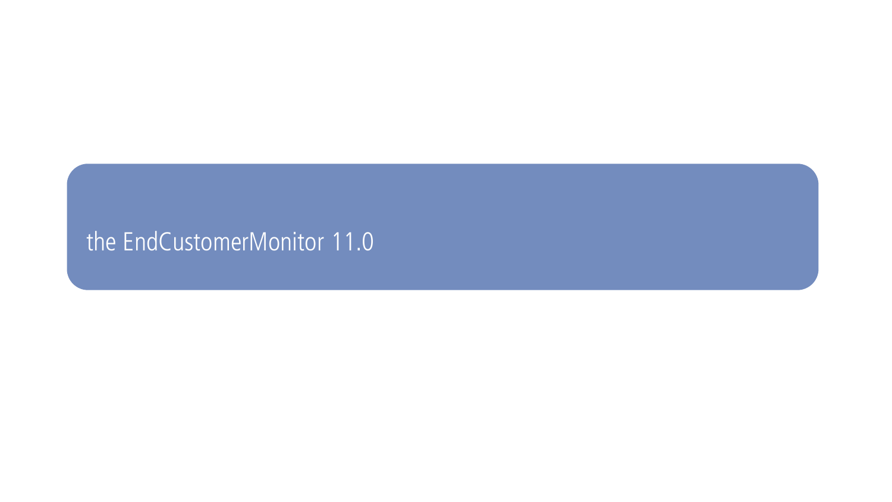# the EndCustomerMonitor 11.0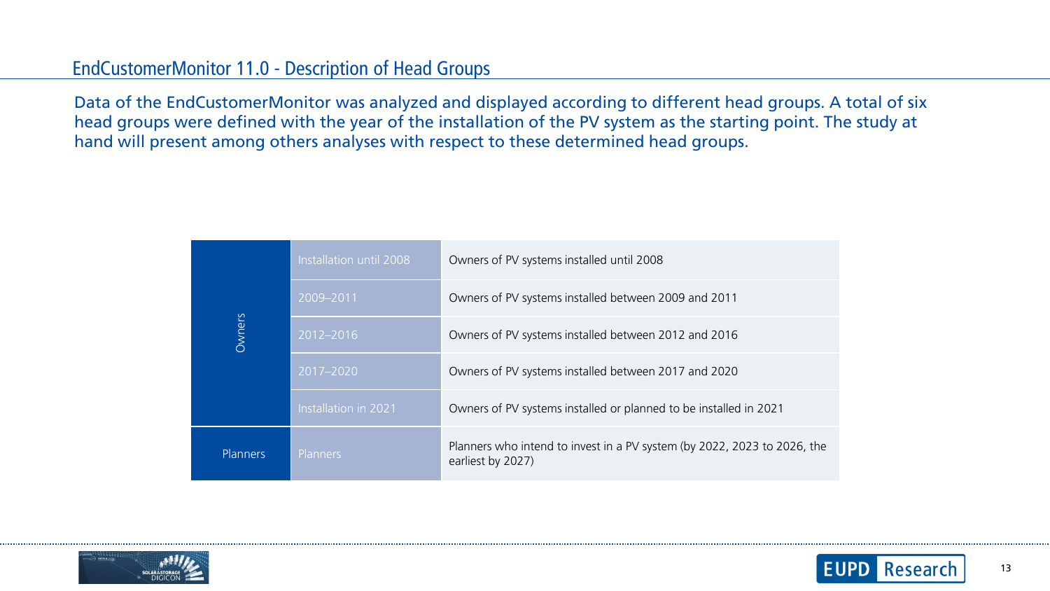## EndCustomerMonitor 11.0 - Description of Head Groups

Data of the EndCustomerMonitor was analyzed and displayed according to different head groups. A total of six head groups were defined with the year of the installation of the PV system as the starting point. The study at hand will present among others analyses with respect to these determined head groups.

| | | |
|---|---|---|
| Owners | Installation until 2008 | Owners of PV systems installed until 2008 |
| | 2009–2011 | Owners of PV systems installed between 2009 and 2011 |
| | 2012–2016 | Owners of PV systems installed between 2012 and 2016 |
| | 2017–2020 | Owners of PV systems installed between 2017 and 2020 |
| | Installation in 2021 | Owners of PV systems installed or planned to be installed in 2021 |
| Planners | Planners | Planners who intend to invest in a PV system (by 2022, 2023 to 2026, the earliest by 2027) |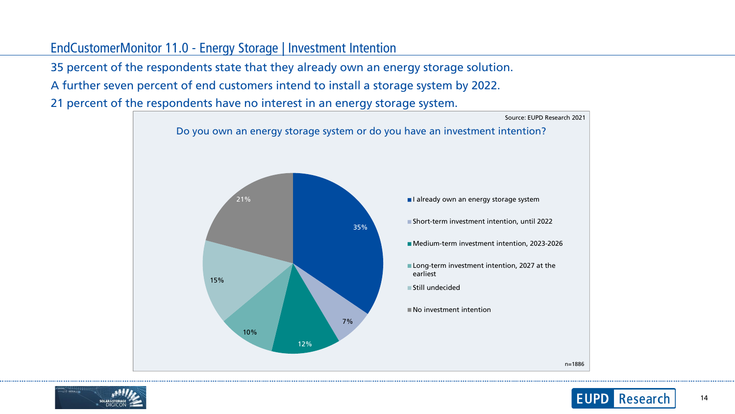## EndCustomerMonitor 11.0 - Energy Storage | Investment Intention

35 percent of the respondents state that they already own an energy storage solution.

A further seven percent of end customers intend to install a storage system by 2022.

21 percent of the respondents have no interest in an energy storage system.

Source: EUPD Research 2021

**Do you own an energy storage system or do you have an investment intention?**

| Response | Share |
|---|---|
| I already own an energy storage system | 35% |
| Short-term investment intention, until 2022 | 7% |
| Medium-term investment intention, 2023-2026 | 12% |
| Long-term investment intention, 2027 at the earliest | 10% |
| Still undecided | 15% |
| No investment intention | 21% |

n=1886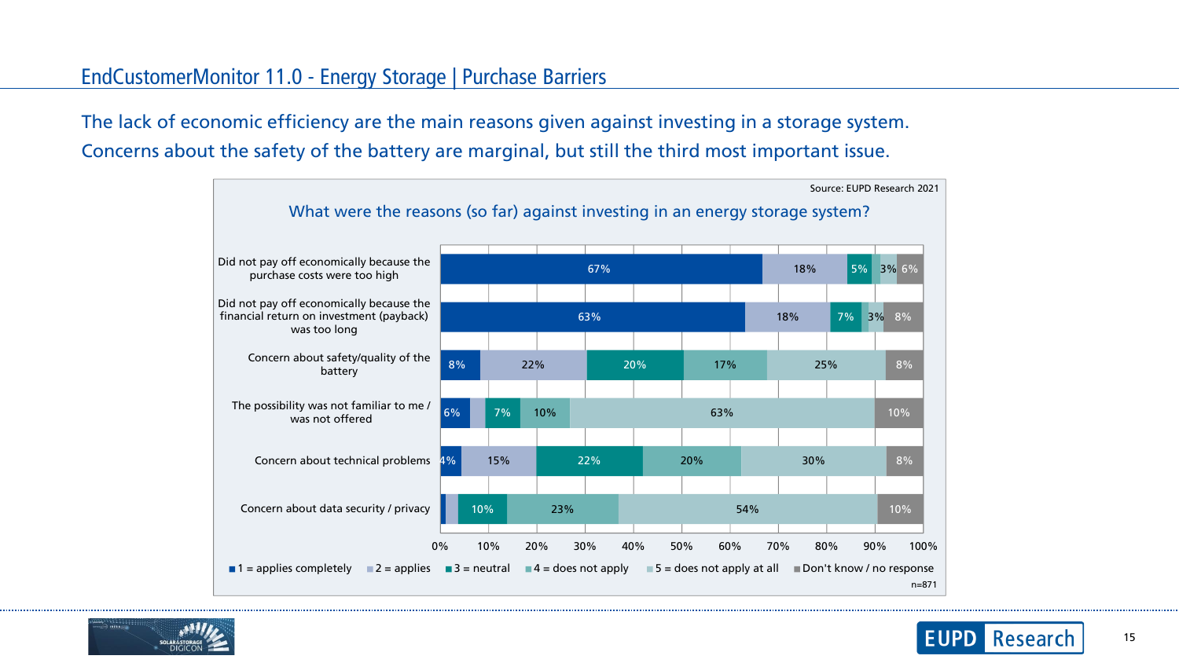## EndCustomerMonitor 11.0 - Energy Storage | Purchase Barriers

The lack of economic efficiency are the main reasons given against investing in a storage system.
Concerns about the safety of the battery are marginal, but still the third most important issue.

Source: EUPD Research 2021

**What were the reasons (so far) against investing in an energy storage system?**

| Reason | 1 = applies completely | 2 = applies | 3 = neutral | 4 = does not apply | 5 = does not apply at all | Don't know / no response |
|---|---|---|---|---|---|---|
| Did not pay off economically because the purchase costs were too high | 67% | 18% | 5% | | 3% | 6% |
| Did not pay off economically because the financial return on investment (payback) was too long | 63% | 18% | 7% | | 3% | 8% |
| Concern about safety/quality of the battery | 8% | 22% | 20% | 17% | 25% | 8% |
| The possibility was not familiar to me / was not offered | 6% | | 7% | 10% | 63% | 10% |
| Concern about technical problems | 4% | 15% | 22% | 20% | 30% | 8% |
| Concern about data security / privacy | | | 10% | 23% | 54% | 10% |

n=871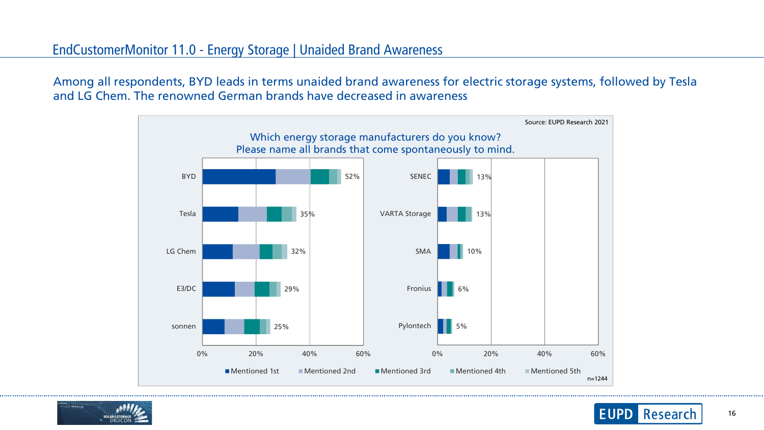## EndCustomerMonitor 11.0 - Energy Storage | Unaided Brand Awareness

Among all respondents, BYD leads in terms unaided brand awareness for electric storage systems, followed by Tesla and LG Chem. The renowned German brands have decreased in awareness

Source: EUPD Research 2021

Which energy storage manufacturers do you know?
Please name all brands that come spontaneously to mind.

| Brand | Total awareness |
|---|---|
| BYD | 52% |
| Tesla | 35% |
| LG Chem | 32% |
| E3/DC | 29% |
| sonnen | 25% |
| SENEC | 13% |
| VARTA Storage | 13% |
| SMA | 10% |
| Fronius | 6% |
| Pylontech | 5% |

Legend: Mentioned 1st, Mentioned 2nd, Mentioned 3rd, Mentioned 4th, Mentioned 5th

n=1244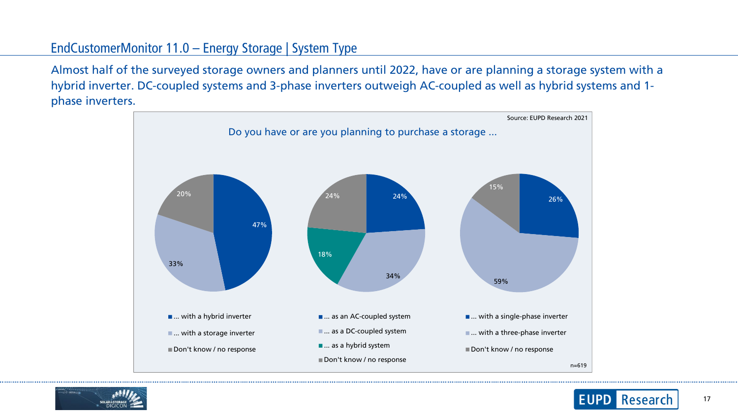## EndCustomerMonitor 11.0 – Energy Storage | System Type

Almost half of the surveyed storage owners and planners until 2022, have or are planning a storage system with a hybrid inverter. DC-coupled systems and 3-phase inverters outweigh AC-coupled as well as hybrid systems and 1-phase inverters.

Source: EUPD Research 2021

**Do you have or are you planning to purchase a storage ...**

| Response | Share |
|---|---|
| ... with a hybrid inverter | 47% |
| ... with a storage inverter | 33% |
| Don't know / no response | 20% |

| Response | Share |
|---|---|
| ... as an AC-coupled system | 24% |
| ... as a DC-coupled system | 34% |
| ... as a hybrid system | 18% |
| Don't know / no response | 24% |

| Response | Share |
|---|---|
| ... with a single-phase inverter | 26% |
| ... with a three-phase inverter | 59% |
| Don't know / no response | 15% |

n=619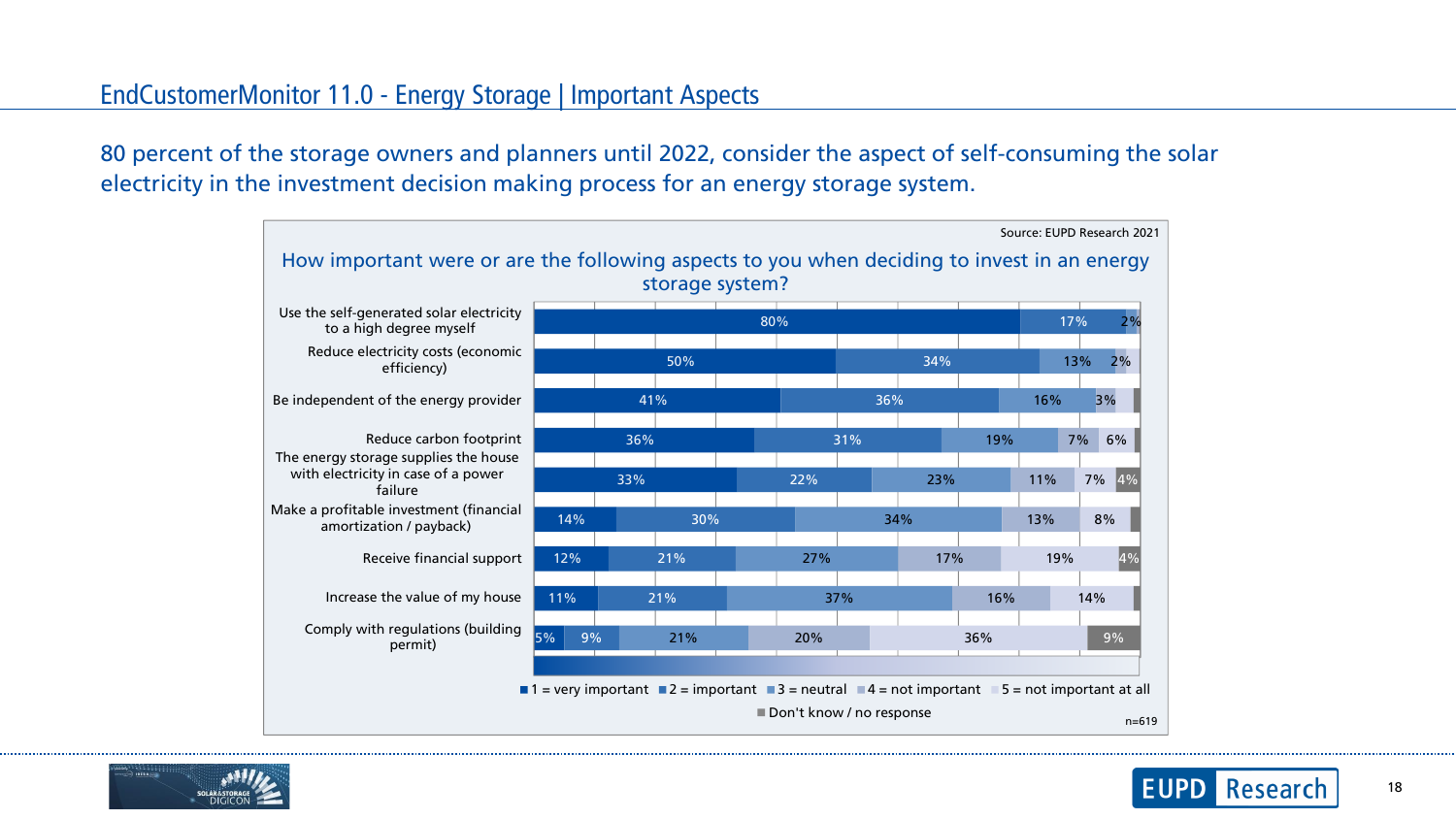## EndCustomerMonitor 11.0 - Energy Storage | Important Aspects

80 percent of the storage owners and planners until 2022, consider the aspect of self-consuming the solar electricity in the investment decision making process for an energy storage system.

Source: EUPD Research 2021

### How important were or are the following aspects to you when deciding to invest in an energy storage system?

| Aspect | 1 = very important | 2 = important | 3 = neutral | 4 = not important | 5 = not important at all | Don't know / no response |
|---|---|---|---|---|---|---|
| Use the self-generated solar electricity to a high degree myself | 80% | 17% | 2% | | | |
| Reduce electricity costs (economic efficiency) | 50% | 34% | 13% | 2% | | |
| Be independent of the energy provider | 41% | 36% | 16% | 3% | | |
| Reduce carbon footprint | 36% | 31% | 19% | 7% | 6% | |
| The energy storage supplies the house with electricity in case of a power failure | 33% | 22% | 23% | 11% | 7% | 4% |
| Make a profitable investment (financial amortization / payback) | 14% | 30% | 34% | 13% | 8% | |
| Receive financial support | 12% | 21% | 27% | 17% | 19% | 4% |
| Increase the value of my house | 11% | 21% | 37% | 16% | 14% | |
| Comply with regulations (building permit) | 5% | 9% | 21% | 20% | 36% | 9% |

n=619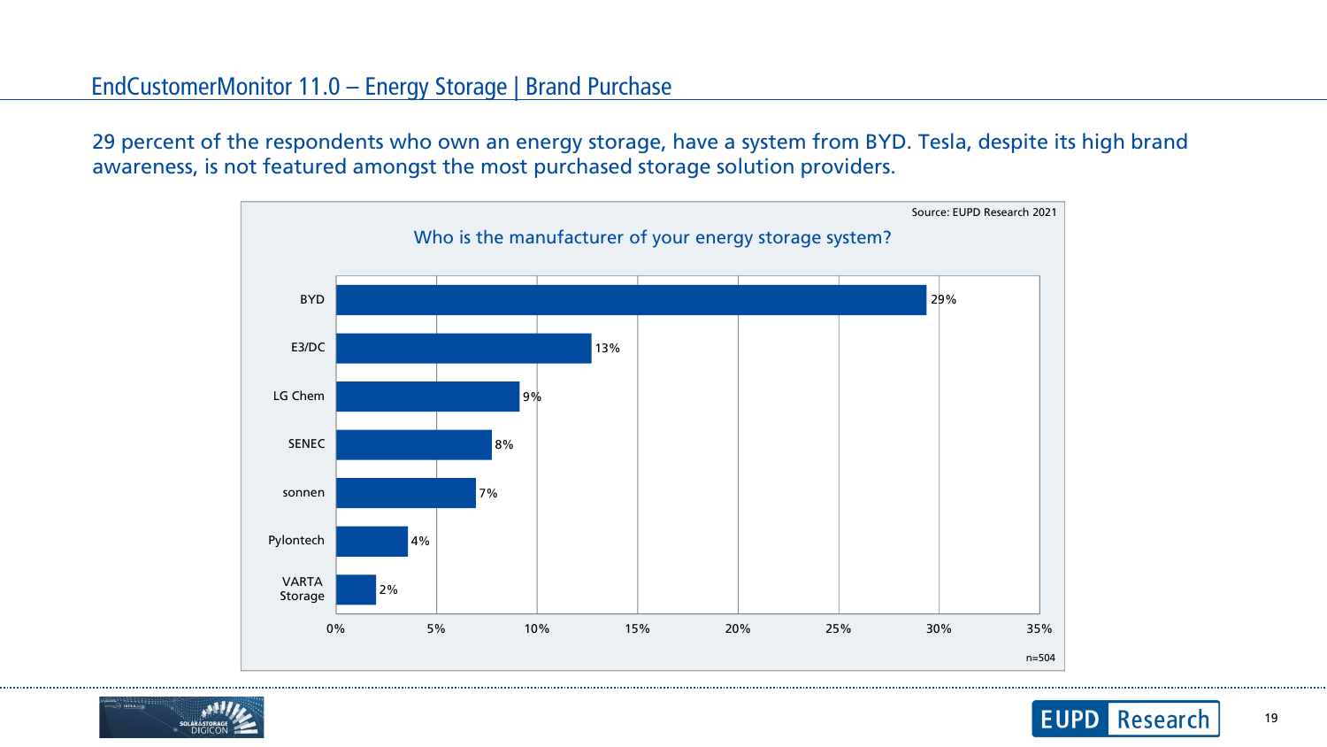## EndCustomerMonitor 11.0 – Energy Storage | Brand Purchase

29 percent of the respondents who own an energy storage, have a system from BYD. Tesla, despite its high brand awareness, is not featured amongst the most purchased storage solution providers.

Source: EUPD Research 2021

**Who is the manufacturer of your energy storage system?**

| Manufacturer | Share |
| --- | --- |
| BYD | 29% |
| E3/DC | 13% |
| LG Chem | 9% |
| SENEC | 8% |
| sonnen | 7% |
| Pylontech | 4% |
| VARTA Storage | 2% |

n=504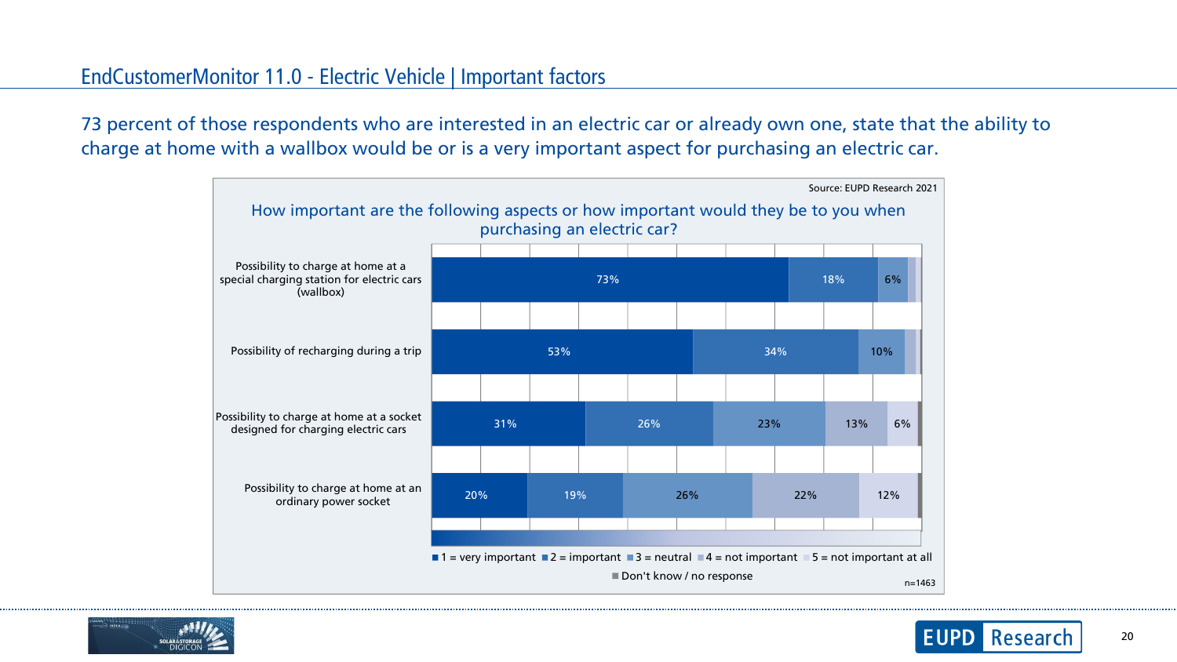## EndCustomerMonitor 11.0 - Electric Vehicle | Important factors

73 percent of those respondents who are interested in an electric car or already own one, state that the ability to charge at home with a wallbox would be or is a very important aspect for purchasing an electric car.

Source: EUPD Research 2021

**How important are the following aspects or how important would they be to you when purchasing an electric car?**

| Aspect | 1 = very important | 2 = important | 3 = neutral | 4 = not important | 5 = not important at all | Don't know / no response |
|---|---|---|---|---|---|---|
| Possibility to charge at home at a special charging station for electric cars (wallbox) | 73% | 18% | 6% | | | |
| Possibility of recharging during a trip | 53% | 34% | 10% | | | |
| Possibility to charge at home at a socket designed for charging electric cars | 31% | 26% | 23% | 13% | 6% | |
| Possibility to charge at home at an ordinary power socket | 20% | 19% | 26% | 22% | 12% | |

n=1463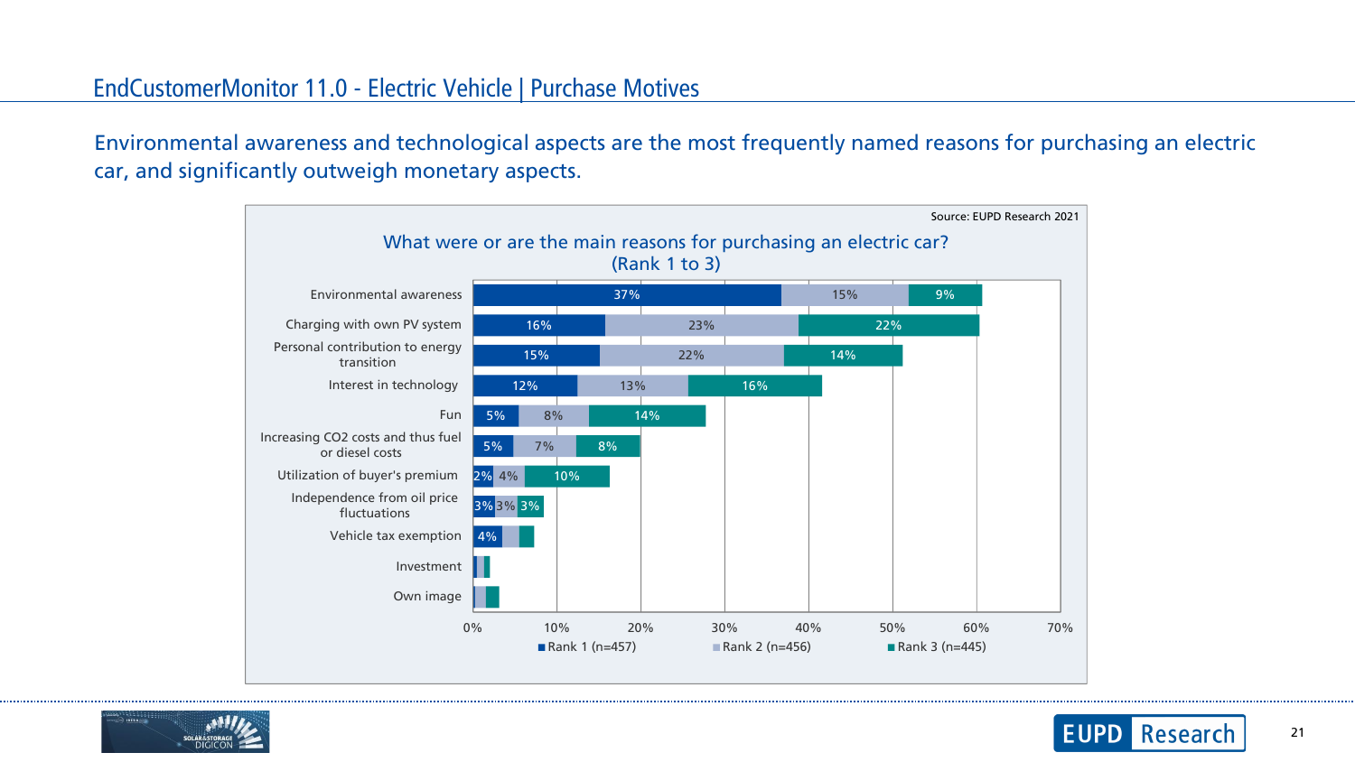## EndCustomerMonitor 11.0 - Electric Vehicle | Purchase Motives

Environmental awareness and technological aspects are the most frequently named reasons for purchasing an electric car, and significantly outweigh monetary aspects.

Source: EUPD Research 2021

What were or are the main reasons for purchasing an electric car? (Rank 1 to 3)

| Reason | Rank 1 (n=457) | Rank 2 (n=456) | Rank 3 (n=445) |
|---|---|---|---|
| Environmental awareness | 37% | 15% | 9% |
| Charging with own PV system | 16% | 23% | 22% |
| Personal contribution to energy transition | 15% | 22% | 14% |
| Interest in technology | 12% | 13% | 16% |
| Fun | 5% | 8% | 14% |
| Increasing CO2 costs and thus fuel or diesel costs | 5% | 7% | 8% |
| Utilization of buyer's premium | 2% | 4% | 10% |
| Independence from oil price fluctuations | 3% | 3% | 3% |
| Vehicle tax exemption | 4% | | |
| Investment | | | |
| Own image | | | |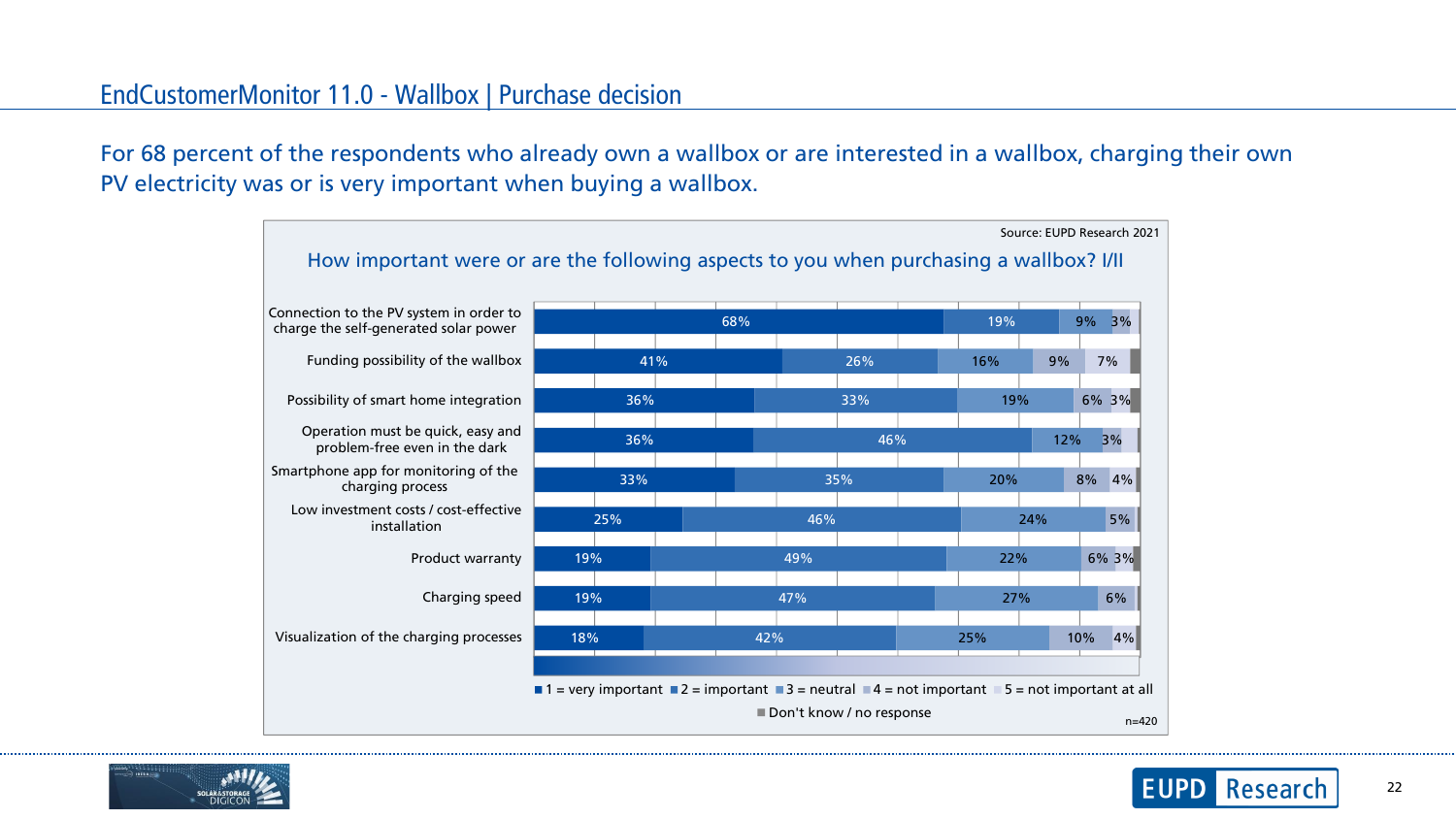## EndCustomerMonitor 11.0 - Wallbox | Purchase decision

For 68 percent of the respondents who already own a wallbox or are interested in a wallbox, charging their own PV electricity was or is very important when buying a wallbox.

Source: EUPD Research 2021

### How important were or are the following aspects to you when purchasing a wallbox? I/II

| Aspect | 1 = very important | 2 = important | 3 = neutral | 4 = not important | 5 = not important at all |
|---|---|---|---|---|---|
| Connection to the PV system in order to charge the self-generated solar power | 68% | 19% | 9% | 3% | |
| Funding possibility of the wallbox | 41% | 26% | 16% | 9% | 7% |
| Possibility of smart home integration | 36% | 33% | 19% | 6% | 3% |
| Operation must be quick, easy and problem-free even in the dark | 36% | 46% | 12% | 3% | |
| Smartphone app for monitoring of the charging process | 33% | 35% | 20% | 8% | 4% |
| Low investment costs / cost-effective installation | 25% | 46% | 24% | 5% | |
| Product warranty | 19% | 49% | 22% | 6% | 3% |
| Charging speed | 19% | 47% | 27% | 6% | |
| Visualization of the charging processes | 18% | 42% | 25% | 10% | 4% |

■ 1 = very important ■ 2 = important ■ 3 = neutral ■ 4 = not important ■ 5 = not important at all ■ Don't know / no response

n=420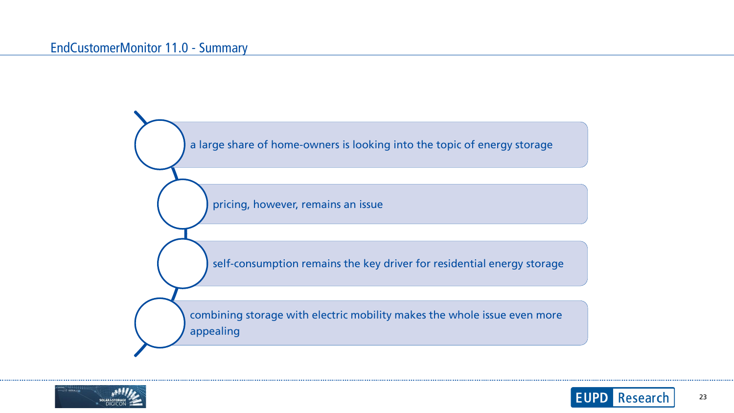## EndCustomerMonitor 11.0 - Summary

- a large share of home-owners is looking into the topic of energy storage
- pricing, however, remains an issue
- self-consumption remains the key driver for residential energy storage
- combining storage with electric mobility makes the whole issue even more appealing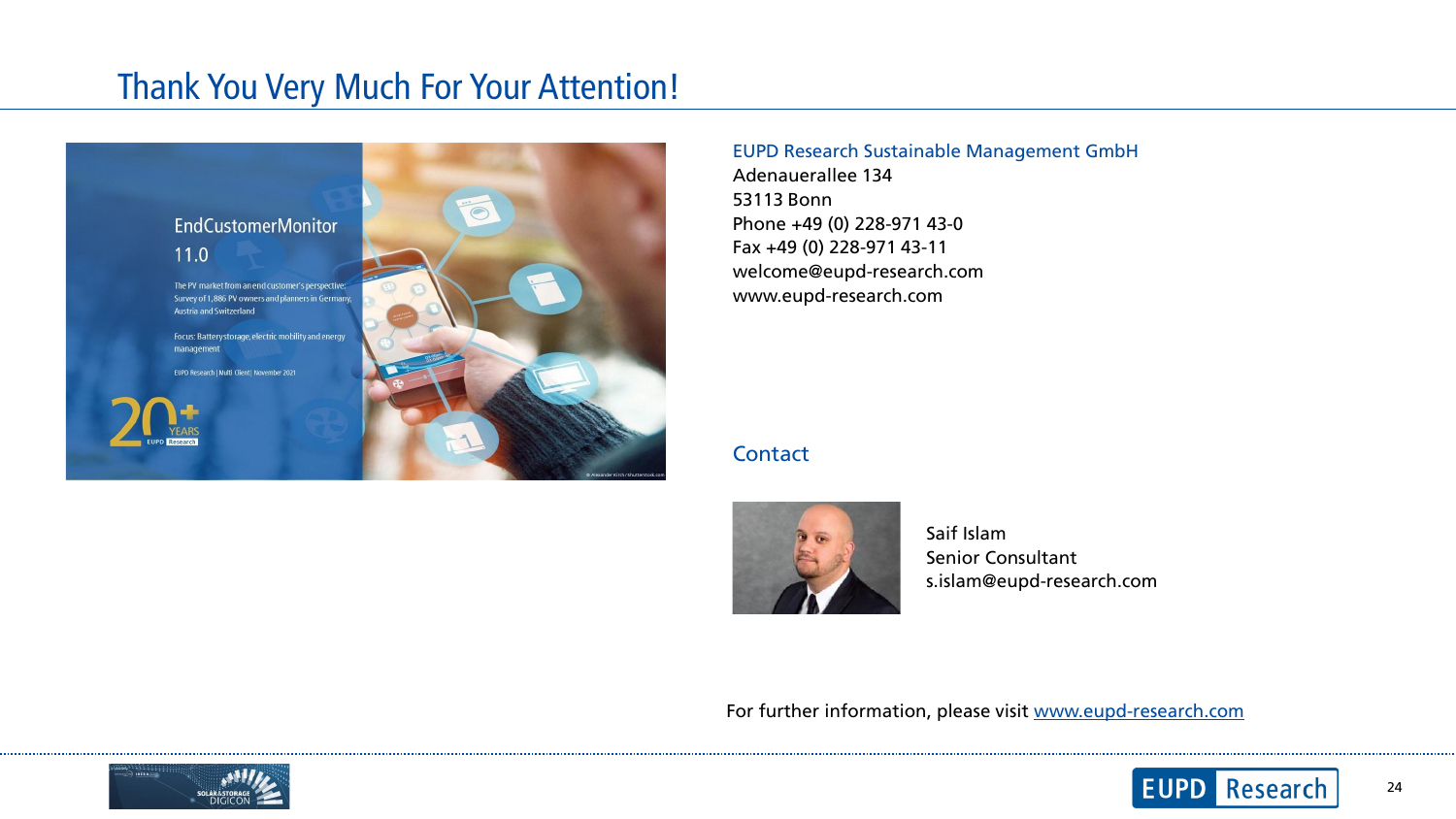# Thank You Very Much For Your Attention!

EndCustomerMonitor 11.0

The PV market from an end customer's perspective: Survey of 1,886 PV owners and planners in Germany, Austria and Switzerland

Focus: Batterystorage, electric mobility and energy management

EUPD Research | Multi Client | November 2021

**EUPD Research Sustainable Management GmbH**
Adenauerallee 134
53113 Bonn
Phone +49 (0) 228-971 43-0
Fax +49 (0) 228-971 43-11
welcome@eupd-research.com
www.eupd-research.com

## Contact

Saif Islam
Senior Consultant
s.islam@eupd-research.com

For further information, please visit www.eupd-research.com